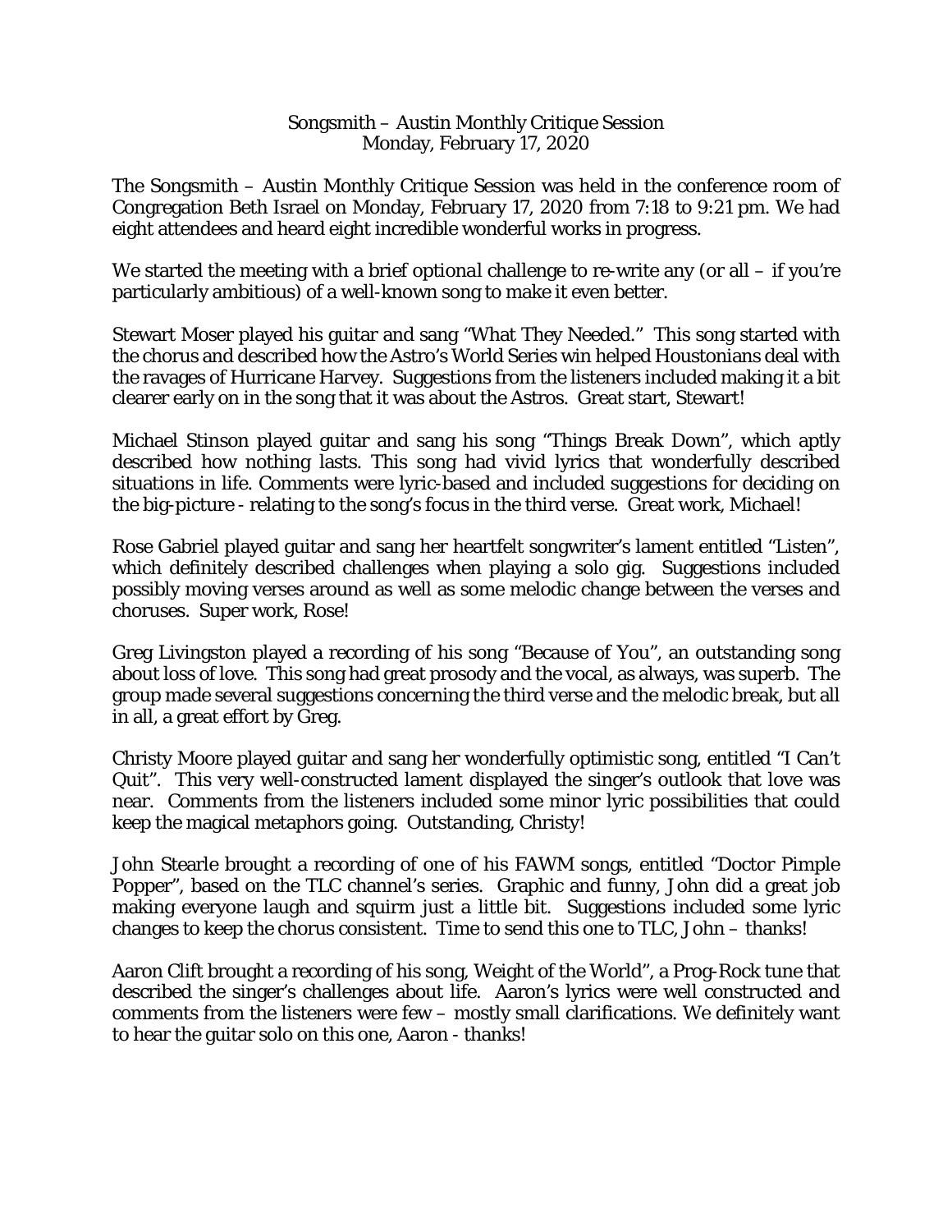# Songsmith – Austin Monthly Critique Session
## Monday, February 17, 2020

The Songsmith – Austin Monthly Critique Session was held in the conference room of Congregation Beth Israel on Monday, February 17, 2020 from 7:18 to 9:21 pm. We had eight attendees and heard eight incredible wonderful works in progress.

We started the meeting with a brief optional challenge to re-write any (or all – if you're particularly ambitious) of a well-known song to make it even better.

Stewart Moser played his guitar and sang "What They Needed." This song started with the chorus and described how the Astro's World Series win helped Houstonians deal with the ravages of Hurricane Harvey. Suggestions from the listeners included making it a bit clearer early on in the song that it was about the Astros. Great start, Stewart!

Michael Stinson played guitar and sang his song "Things Break Down", which aptly described how nothing lasts. This song had vivid lyrics that wonderfully described situations in life. Comments were lyric-based and included suggestions for deciding on the big-picture - relating to the song's focus in the third verse. Great work, Michael!

Rose Gabriel played guitar and sang her heartfelt songwriter's lament entitled "Listen", which definitely described challenges when playing a solo gig. Suggestions included possibly moving verses around as well as some melodic change between the verses and choruses. Super work, Rose!

Greg Livingston played a recording of his song "Because of You", an outstanding song about loss of love. This song had great prosody and the vocal, as always, was superb. The group made several suggestions concerning the third verse and the melodic break, but all in all, a great effort by Greg.

Christy Moore played guitar and sang her wonderfully optimistic song, entitled "I Can't Quit". This very well-constructed lament displayed the singer's outlook that love was near. Comments from the listeners included some minor lyric possibilities that could keep the magical metaphors going. Outstanding, Christy!

John Stearle brought a recording of one of his FAWM songs, entitled "Doctor Pimple Popper", based on the TLC channel's series. Graphic and funny, John did a great job making everyone laugh and squirm just a little bit. Suggestions included some lyric changes to keep the chorus consistent. Time to send this one to TLC, John – thanks!

Aaron Clift brought a recording of his song, Weight of the World", a Prog-Rock tune that described the singer's challenges about life. Aaron's lyrics were well constructed and comments from the listeners were few – mostly small clarifications. We definitely want to hear the guitar solo on this one, Aaron - thanks!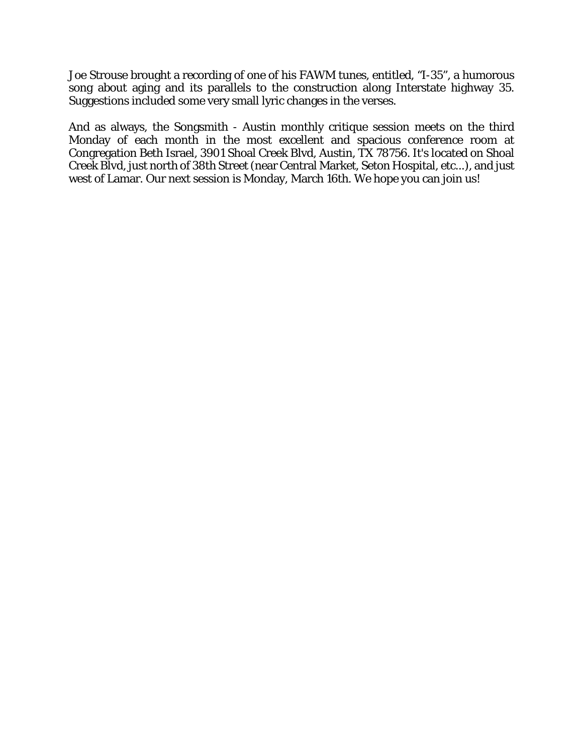Joe Strouse brought a recording of one of his FAWM tunes, entitled, “I-35”, a humorous song about aging and its parallels to the construction along Interstate highway 35. Suggestions included some very small lyric changes in the verses.

And as always, the Songsmith - Austin monthly critique session meets on the third Monday of each month in the most excellent and spacious conference room at Congregation Beth Israel, 3901 Shoal Creek Blvd, Austin, TX 78756. It's located on Shoal Creek Blvd, just north of 38th Street (near Central Market, Seton Hospital, etc...), and just west of Lamar. Our next session is Monday, March 16th. We hope you can join us!